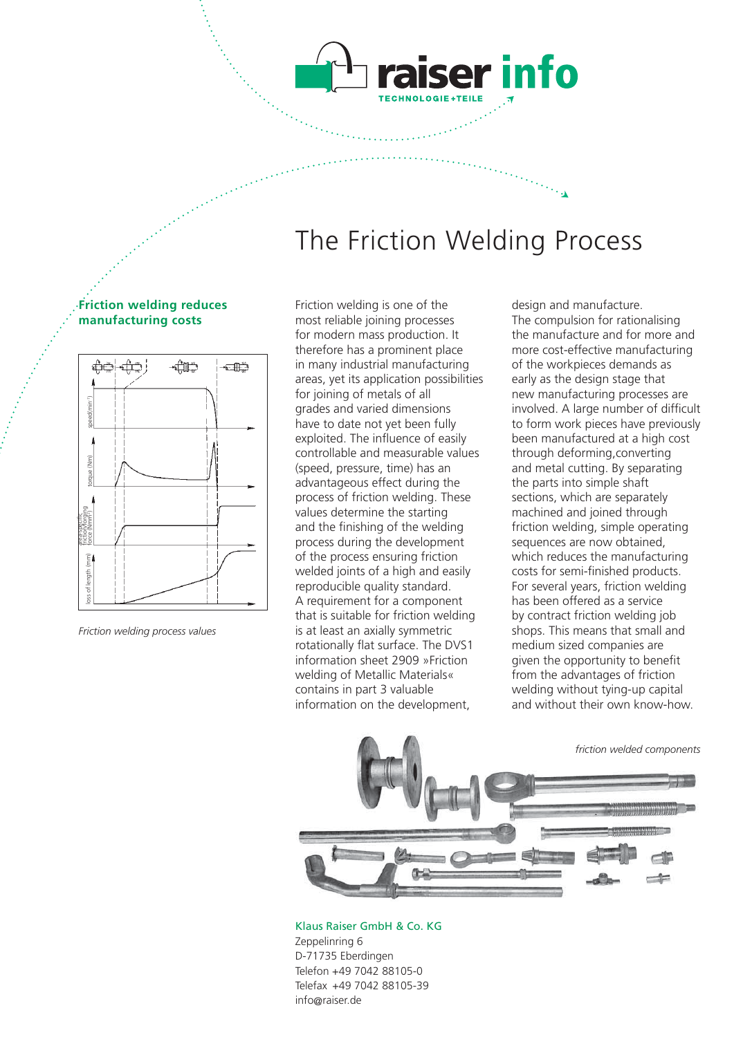raiser info

TECHNOLOGIE+TEILE

# The Friction Welding Process

## Friction welding reduces manufacturing costs

*Friction welding process values*

Friction welding is one of the most reliable joining processes for modern mass production. It therefore has a prominent place in many industrial manufacturing areas, yet its application possibilities for joining of metals of all grades and varied dimensions have to date not yet been fully exploited. The influence of easily controllable and measurable values (speed, pressure, time) has an advantageous effect during the process of friction welding. These values determine the starting and the finishing of the welding process during the development of the process ensuring friction welded joints of a high and easily reproducible quality standard.

A requirement for a component that is suitable for friction welding is at least an axially symmetric rotationally flat surface. The DVS1 information sheet 2909 »Friction welding of Metallic Materials« contains in part 3 valuable information on the development, design and manufacture.

The compulsion for rationalising the manufacture and for more and more cost-effective manufacturing of the workpieces demands as early as the design stage that new manufacturing processes are involved. A large number of difficult to form work pieces have previously been manufactured at a high cost through deforming,converting and metal cutting. By separating the parts into simple shaft sections, which are separately machined and joined through friction welding, simple operating sequences are now obtained, which reduces the manufacturing costs for semi-finished products.

For several years, friction welding has been offered as a service by contract friction welding job shops. This means that small and medium sized companies are given the opportunity to benefit from the advantages of friction welding without tying-up capital and without their own know-how.

*friction welded components*

Klaus Raiser GmbH & Co. KG
Zeppelinring 6
D-71735 Eberdingen
Telefon +49 7042 88105-0
Telefax +49 7042 88105-39
info@raiser.de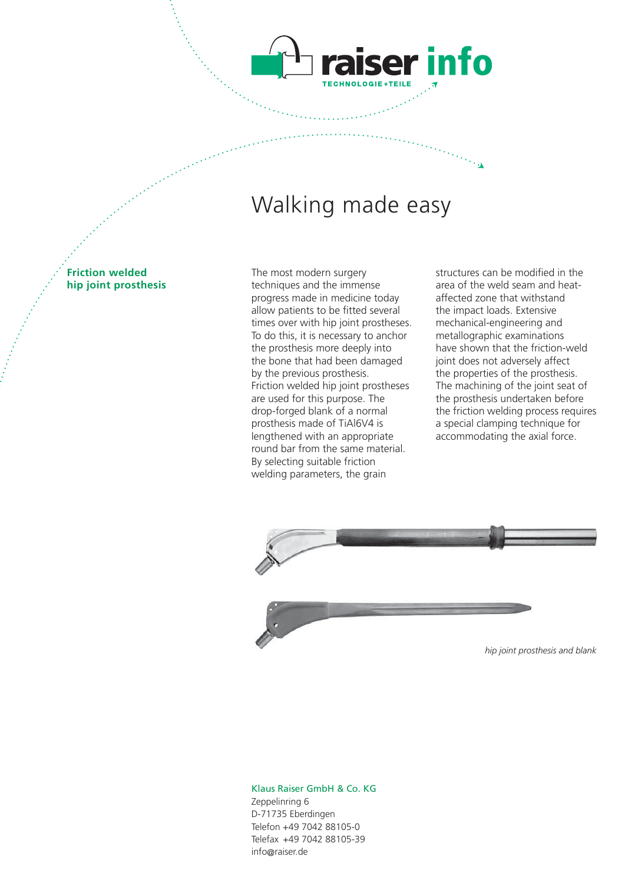# Walking made easy

**Friction welded hip joint prosthesis**

The most modern surgery techniques and the immense progress made in medicine today allow patients to be fitted several times over with hip joint prostheses. To do this, it is necessary to anchor the prosthesis more deeply into the bone that had been damaged by the previous prosthesis. Friction welded hip joint prostheses are used for this purpose. The drop-forged blank of a normal prosthesis made of TiAl6V4 is lengthened with an appropriate round bar from the same material. By selecting suitable friction welding parameters, the grain structures can be modified in the area of the weld seam and heat-affected zone that withstand the impact loads. Extensive mechanical-engineering and metallographic examinations have shown that the friction-weld joint does not adversely affect the properties of the prosthesis. The machining of the joint seat of the prosthesis undertaken before the friction welding process requires a special clamping technique for accommodating the axial force.

*hip joint prosthesis and blank*

Klaus Raiser GmbH & Co. KG
Zeppelinring 6
D-71735 Eberdingen
Telefon +49 7042 88105-0
Telefax +49 7042 88105-39
info@raiser.de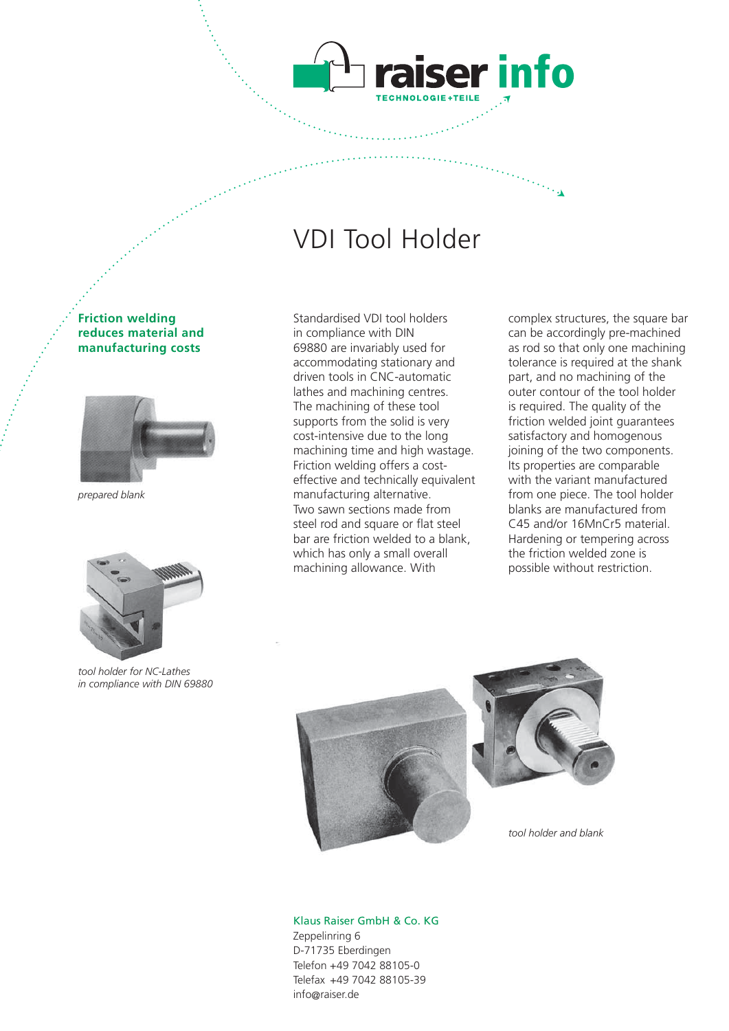# VDI Tool Holder

**Friction welding reduces material and manufacturing costs**

*prepared blank*

*tool holder for NC-Lathes in compliance with DIN 69880*

Standardised VDI tool holders in compliance with DIN 69880 are invariably used for accommodating stationary and driven tools in CNC-automatic lathes and machining centres. The machining of these tool supports from the solid is very cost-intensive due to the long machining time and high wastage. Friction welding offers a cost-effective and technically equivalent manufacturing alternative.
Two sawn sections made from steel rod and square or flat steel bar are friction welded to a blank, which has only a small overall machining allowance. With complex structures, the square bar can be accordingly pre-machined as rod so that only one machining tolerance is required at the shank part, and no machining of the outer contour of the tool holder is required. The quality of the friction welded joint guarantees satisfactory and homogenous joining of the two components. Its properties are comparable with the variant manufactured from one piece. The tool holder blanks are manufactured from C45 and/or 16MnCr5 material. Hardening or tempering across the friction welded zone is possible without restriction.

*tool holder and blank*

Klaus Raiser GmbH & Co. KG
Zeppelinring 6
D-71735 Eberdingen
Telefon +49 7042 88105-0
Telefax +49 7042 88105-39
info@raiser.de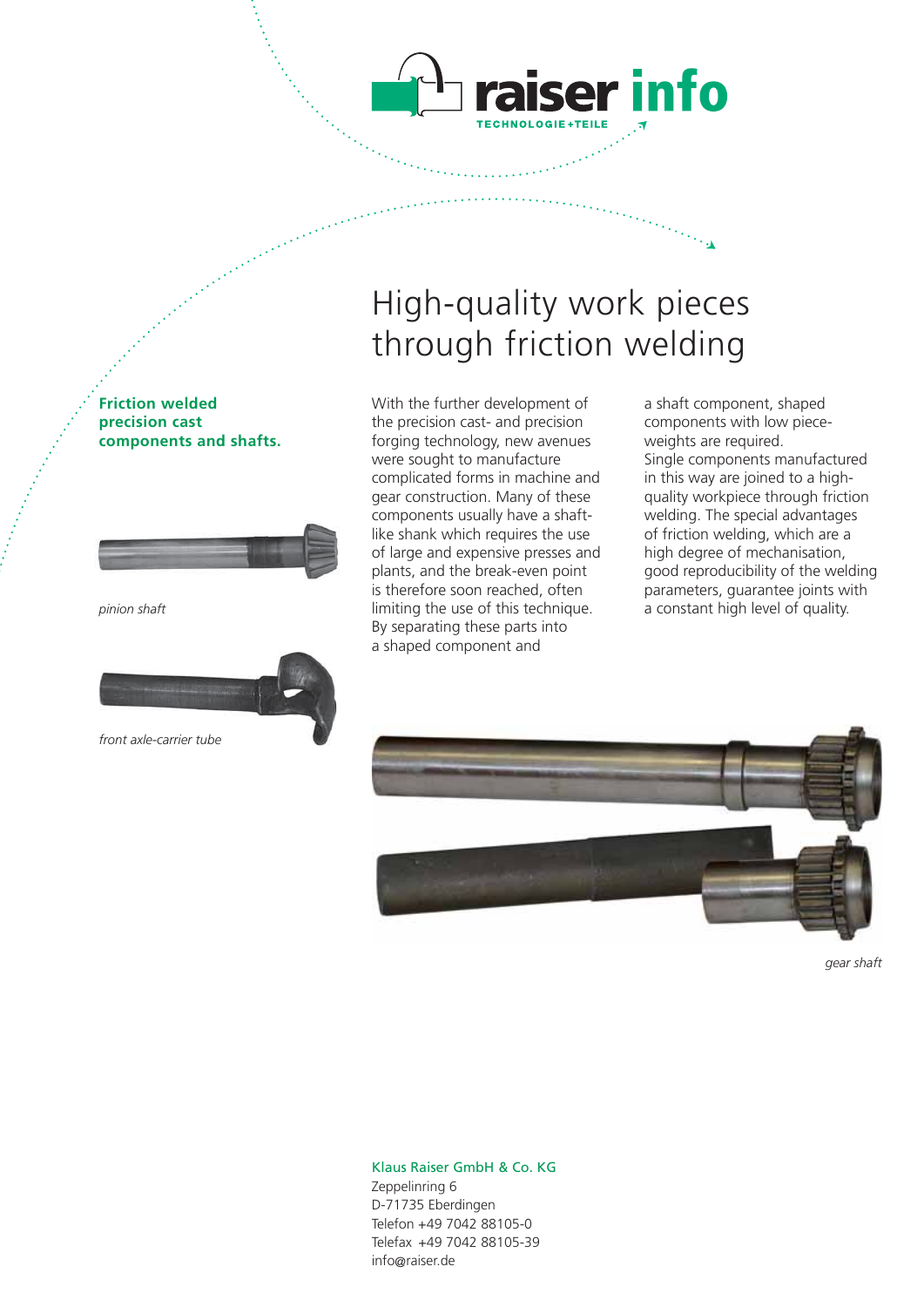# High-quality work pieces through friction welding

**Friction welded precision cast components and shafts.**

*pinion shaft*

*front axle-carrier tube*

With the further development of the precision cast- and precision forging technology, new avenues were sought to manufacture complicated forms in machine and gear construction. Many of these components usually have a shaft-like shank which requires the use of large and expensive presses and plants, and the break-even point is therefore soon reached, often limiting the use of this technique. By separating these parts into a shaped component and a shaft component, shaped components with low piece-weights are required.
Single components manufactured in this way are joined to a high-quality workpiece through friction welding. The special advantages of friction welding, which are a high degree of mechanisation, good reproducibility of the welding parameters, guarantee joints with a constant high level of quality.

*gear shaft*

Klaus Raiser GmbH & Co. KG
Zeppelinring 6
D-71735 Eberdingen
Telefon +49 7042 88105-0
Telefax +49 7042 88105-39
info@raiser.de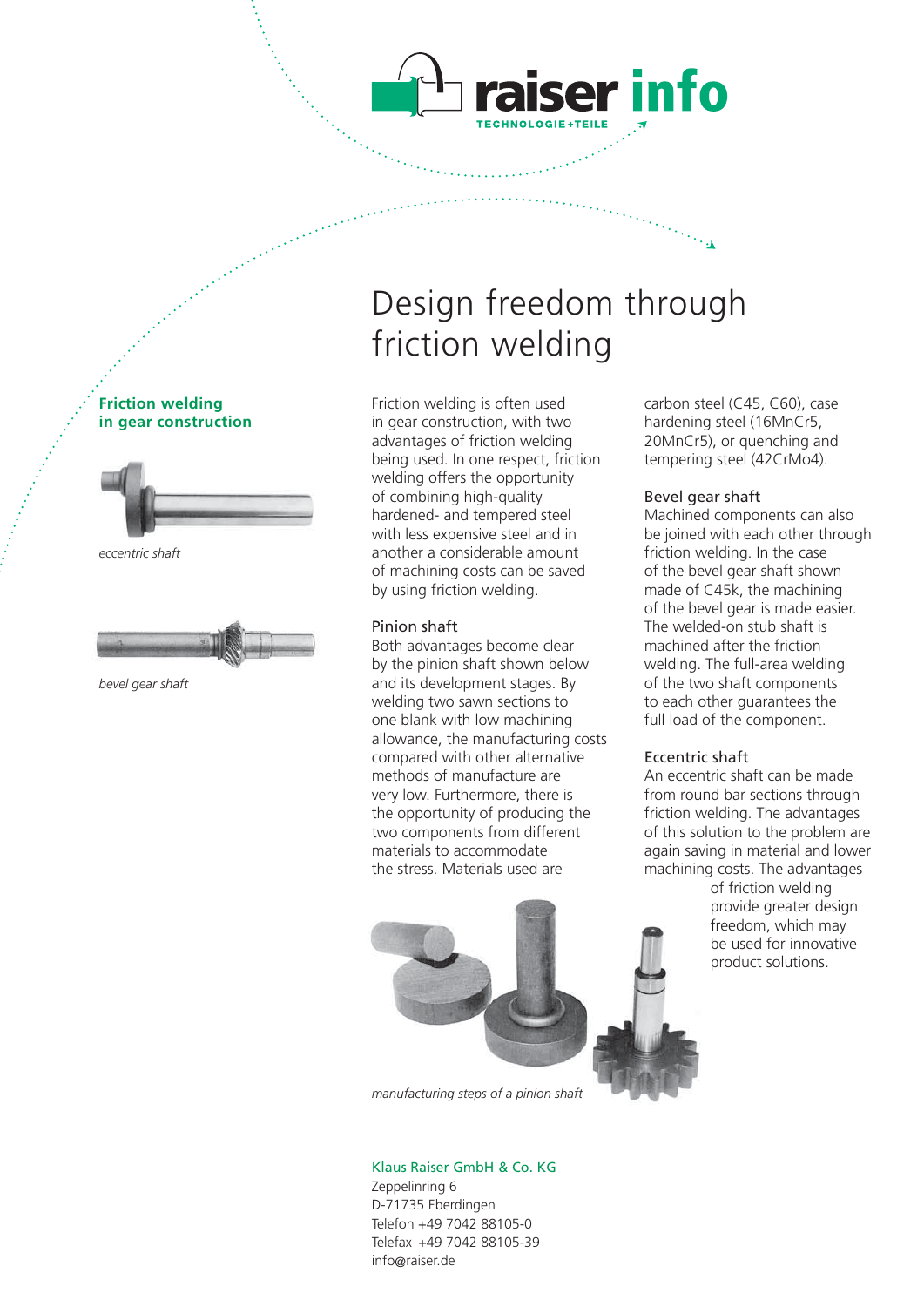raiser info

TECHNOLOGIE+TEILE

# Design freedom through friction welding

**Friction welding in gear construction**

*eccentric shaft*

*bevel gear shaft*

Friction welding is often used in gear construction, with two advantages of friction welding being used. In one respect, friction welding offers the opportunity of combining high-quality hardened- and tempered steel with less expensive steel and in another a considerable amount of machining costs can be saved by using friction welding.

## Pinion shaft

Both advantages become clear by the pinion shaft shown below and its development stages. By welding two sawn sections to one blank with low machining allowance, the manufacturing costs compared with other alternative methods of manufacture are very low. Furthermore, there is the opportunity of producing the two components from different materials to accommodate the stress. Materials used are carbon steel (C45, C60), case hardening steel (16MnCr5, 20MnCr5), or quenching and tempering steel (42CrMo4).

## Bevel gear shaft

Machined components can also be joined with each other through friction welding. In the case of the bevel gear shaft shown made of C45k, the machining of the bevel gear is made easier. The welded-on stub shaft is machined after the friction welding. The full-area welding of the two shaft components to each other guarantees the full load of the component.

## Eccentric shaft

An eccentric shaft can be made from round bar sections through friction welding. The advantages of this solution to the problem are again saving in material and lower machining costs. The advantages of friction welding provide greater design freedom, which may be used for innovative product solutions.

*manufacturing steps of a pinion shaft*

Klaus Raiser GmbH & Co. KG
Zeppelinring 6
D-71735 Eberdingen
Telefon +49 7042 88105-0
Telefax +49 7042 88105-39
info@raiser.de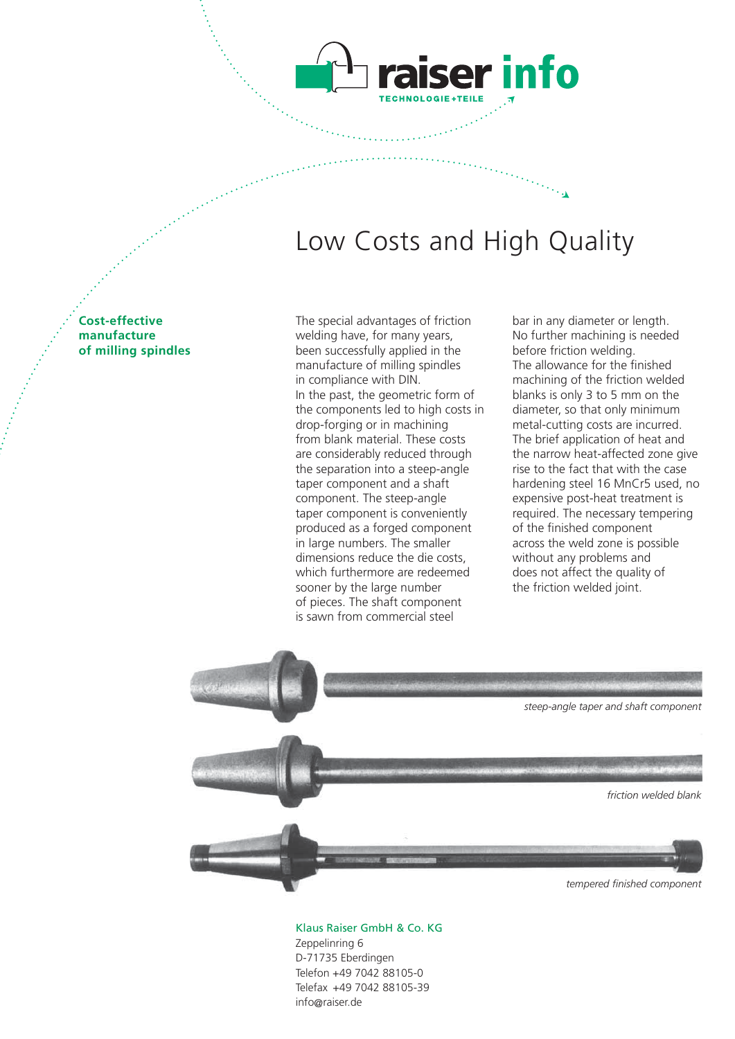# raiser info

TECHNOLOGIE+TEILE

## Low Costs and High Quality

**Cost-effective manufacture of milling spindles**

The special advantages of friction welding have, for many years, been successfully applied in the manufacture of milling spindles in compliance with DIN.
In the past, the geometric form of the components led to high costs in drop-forging or in machining from blank material. These costs are considerably reduced through the separation into a steep-angle taper component and a shaft component. The steep-angle taper component is conveniently produced as a forged component in large numbers. The smaller dimensions reduce the die costs, which furthermore are redeemed sooner by the large number of pieces. The shaft component is sawn from commercial steel bar in any diameter or length. No further machining is needed before friction welding.
The allowance for the finished machining of the friction welded blanks is only 3 to 5 mm on the diameter, so that only minimum metal-cutting costs are incurred.
The brief application of heat and the narrow heat-affected zone give rise to the fact that with the case hardening steel 16 MnCr5 used, no expensive post-heat treatment is required. The necessary tempering of the finished component across the weld zone is possible without any problems and does not affect the quality of the friction welded joint.

*steep-angle taper and shaft component*

*friction welded blank*

*tempered finished component*

Klaus Raiser GmbH & Co. KG
Zeppelinring 6
D-71735 Eberdingen
Telefon +49 7042 88105-0
Telefax +49 7042 88105-39
info@raiser.de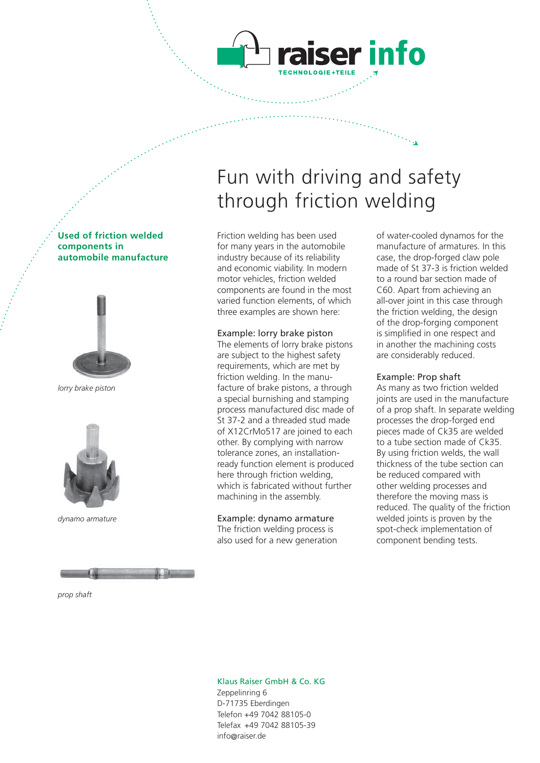# Fun with driving and safety through friction welding

**Used of friction welded components in automobile manufacture**

*lorry brake piston*

*dynamo armature*

*prop shaft*

Friction welding has been used for many years in the automobile industry because of its reliability and economic viability. In modern motor vehicles, friction welded components are found in the most varied function elements, of which three examples are shown here:

## Example: lorry brake piston

The elements of lorry brake pistons are subject to the highest safety requirements, which are met by friction welding. In the manufacture of brake pistons, a through a special burnishing and stamping process manufactured disc made of St 37-2 and a threaded stud made of X12CrMo517 are joined to each other. By complying with narrow tolerance zones, an installation-ready function element is produced here through friction welding, which is fabricated without further machining in the assembly.

## Example: dynamo armature

The friction welding process is also used for a new generation of water-cooled dynamos for the manufacture of armatures. In this case, the drop-forged claw pole made of St 37-3 is friction welded to a round bar section made of C60. Apart from achieving an all-over joint in this case through the friction welding, the design of the drop-forging component is simplified in one respect and in another the machining costs are considerably reduced.

## Example: Prop shaft

As many as two friction welded joints are used in the manufacture of a prop shaft. In separate welding processes the drop-forged end pieces made of Ck35 are welded to a tube section made of Ck35. By using friction welds, the wall thickness of the tube section can be reduced compared with other welding processes and therefore the moving mass is reduced. The quality of the friction welded joints is proven by the spot-check implementation of component bending tests.

Klaus Raiser GmbH & Co. KG
Zeppelinring 6
D-71735 Eberdingen
Telefon +49 7042 88105-0
Telefax +49 7042 88105-39
info@raiser.de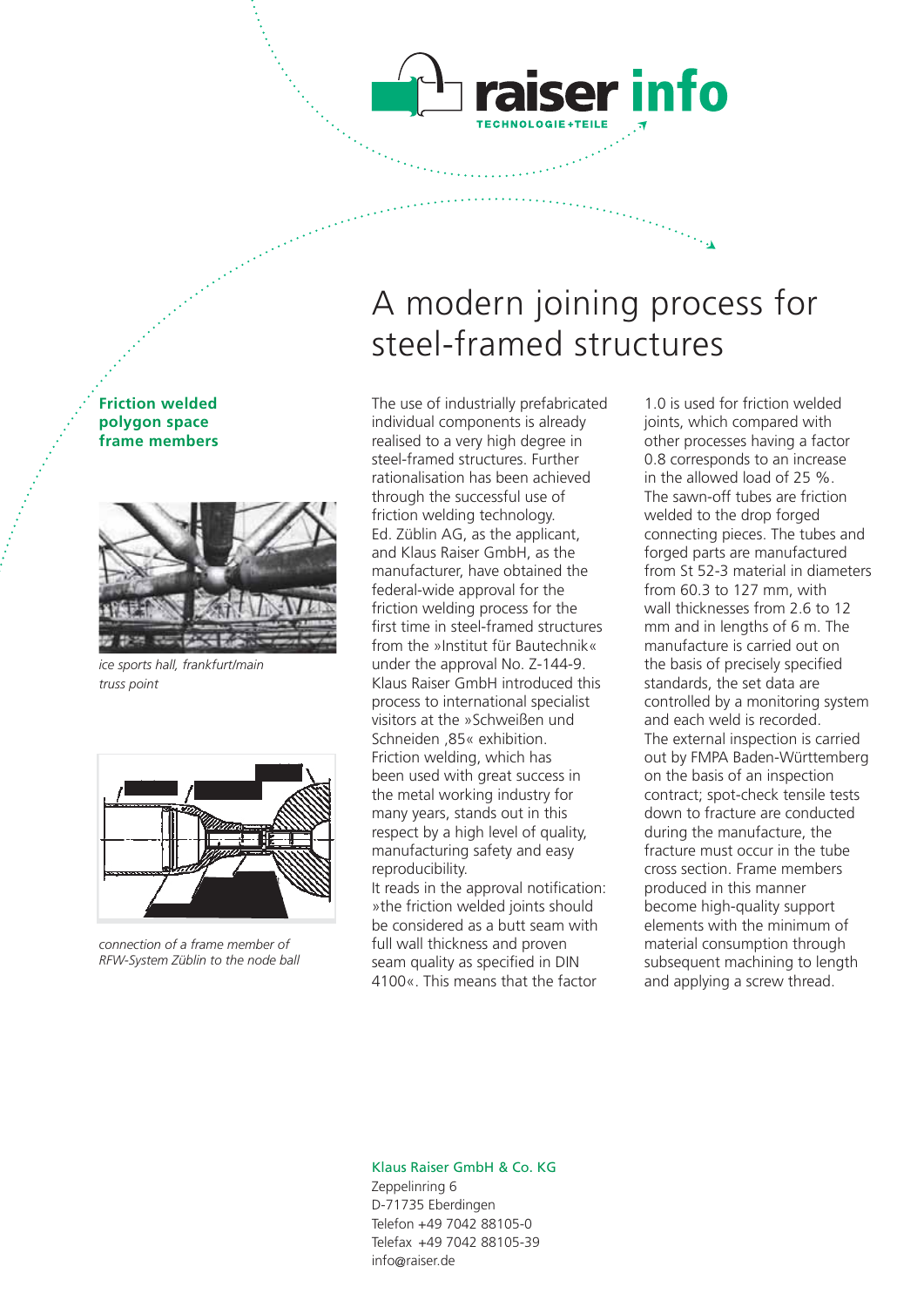# A modern joining process for steel-framed structures

**Friction welded polygon space frame members**

*ice sports hall, frankfurt/main truss point*

*connection of a frame member of RFW-System Züblin to the node ball*

The use of industrially prefabricated individual components is already realised to a very high degree in steel-framed structures. Further rationalisation has been achieved through the successful use of friction welding technology. Ed. Züblin AG, as the applicant, and Klaus Raiser GmbH, as the manufacturer, have obtained the federal-wide approval for the friction welding process for the first time in steel-framed structures from the »Institut für Bautechnik« under the approval No. Z-144-9. Klaus Raiser GmbH introduced this process to international specialist visitors at the »Schweißen und Schneiden ,85« exhibition.

Friction welding, which has been used with great success in the metal working industry for many years, stands out in this respect by a high level of quality, manufacturing safety and easy reproducibility.

It reads in the approval notification: »the friction welded joints should be considered as a butt seam with full wall thickness and proven seam quality as specified in DIN 4100«. This means that the factor 1.0 is used for friction welded joints, which compared with other processes having a factor 0.8 corresponds to an increase in the allowed load of 25 %.

The sawn-off tubes are friction welded to the drop forged connecting pieces. The tubes and forged parts are manufactured from St 52-3 material in diameters from 60.3 to 127 mm, with wall thicknesses from 2.6 to 12 mm and in lengths of 6 m. The manufacture is carried out on the basis of precisely specified standards, the set data are controlled by a monitoring system and each weld is recorded.

The external inspection is carried out by FMPA Baden-Württemberg on the basis of an inspection contract; spot-check tensile tests down to fracture are conducted during the manufacture, the fracture must occur in the tube cross section. Frame members produced in this manner become high-quality support elements with the minimum of material consumption through subsequent machining to length and applying a screw thread.

Klaus Raiser GmbH & Co. KG
Zeppelinring 6
D-71735 Eberdingen
Telefon +49 7042 88105-0
Telefax +49 7042 88105-39
info@raiser.de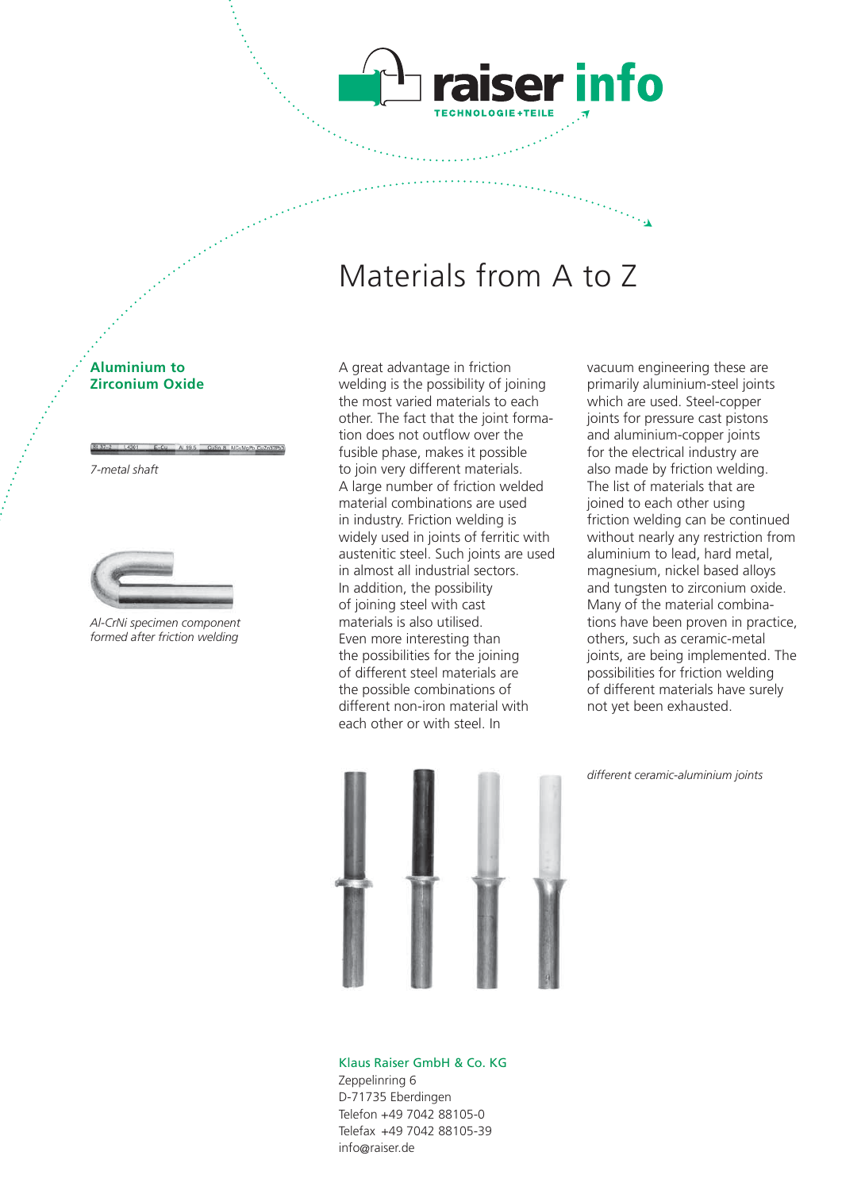# Materials from A to Z

## Aluminium to Zirconium Oxide

*7-metal shaft*

*Al-CrNi specimen component formed after friction welding*

A great advantage in friction welding is the possibility of joining the most varied materials to each other. The fact that the joint formation does not outflow over the fusible phase, makes it possible to join very different materials. A large number of friction welded material combinations are used in industry. Friction welding is widely used in joints of ferritic with austenitic steel. Such joints are used in almost all industrial sectors. In addition, the possibility of joining steel with cast materials is also utilised. Even more interesting than the possibilities for the joining of different steel materials are the possible combinations of different non-iron material with each other or with steel. In vacuum engineering these are primarily aluminium-steel joints which are used. Steel-copper joints for pressure cast pistons and aluminium-copper joints for the electrical industry are also made by friction welding. The list of materials that are joined to each other using friction welding can be continued without nearly any restriction from aluminium to lead, hard metal, magnesium, nickel based alloys and tungsten to zirconium oxide. Many of the material combinations have been proven in practice, others, such as ceramic-metal joints, are being implemented. The possibilities for friction welding of different materials have surely not yet been exhausted.

*different ceramic-aluminium joints*

Klaus Raiser GmbH & Co. KG
Zeppelinring 6
D-71735 Eberdingen
Telefon +49 7042 88105-0
Telefax +49 7042 88105-39
info@raiser.de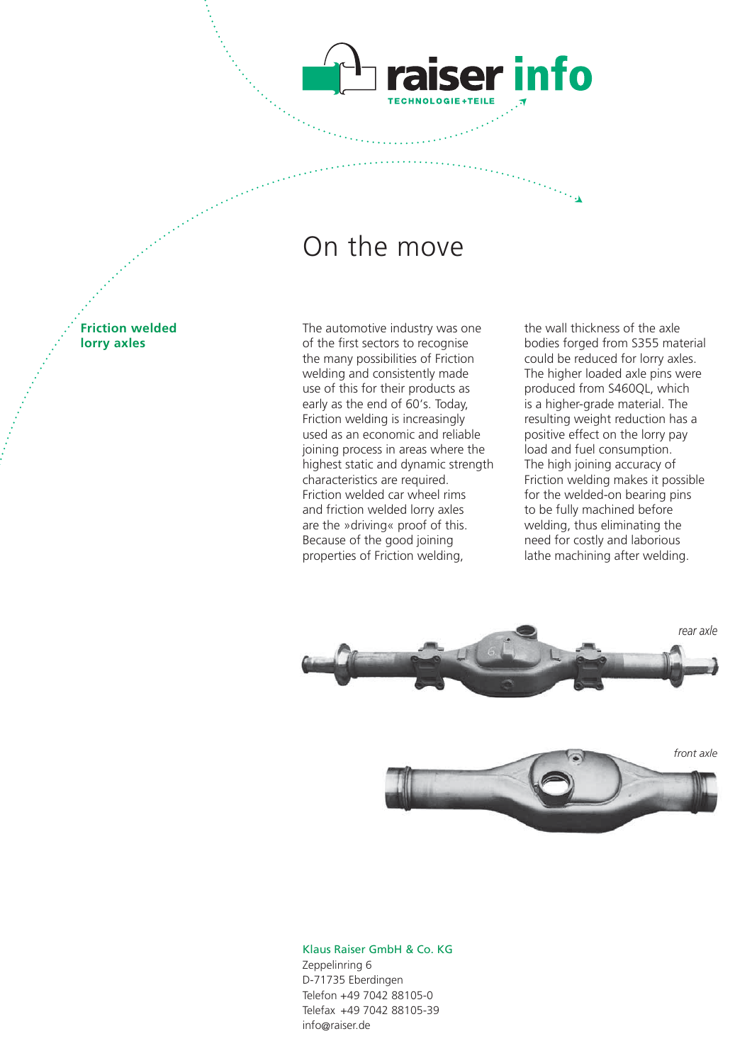# On the move

**Friction welded lorry axles**

The automotive industry was one of the first sectors to recognise the many possibilities of Friction welding and consistently made use of this for their products as early as the end of 60's. Today, Friction welding is increasingly used as an economic and reliable joining process in areas where the highest static and dynamic strength characteristics are required. Friction welded car wheel rims and friction welded lorry axles are the »driving« proof of this. Because of the good joining properties of Friction welding, the wall thickness of the axle bodies forged from S355 material could be reduced for lorry axles. The higher loaded axle pins were produced from S460QL, which is a higher-grade material. The resulting weight reduction has a positive effect on the lorry pay load and fuel consumption. The high joining accuracy of Friction welding makes it possible for the welded-on bearing pins to be fully machined before welding, thus eliminating the need for costly and laborious lathe machining after welding.

*rear axle*

*front axle*

Klaus Raiser GmbH & Co. KG
Zeppelinring 6
D-71735 Eberdingen
Telefon +49 7042 88105-0
Telefax +49 7042 88105-39
info@raiser.de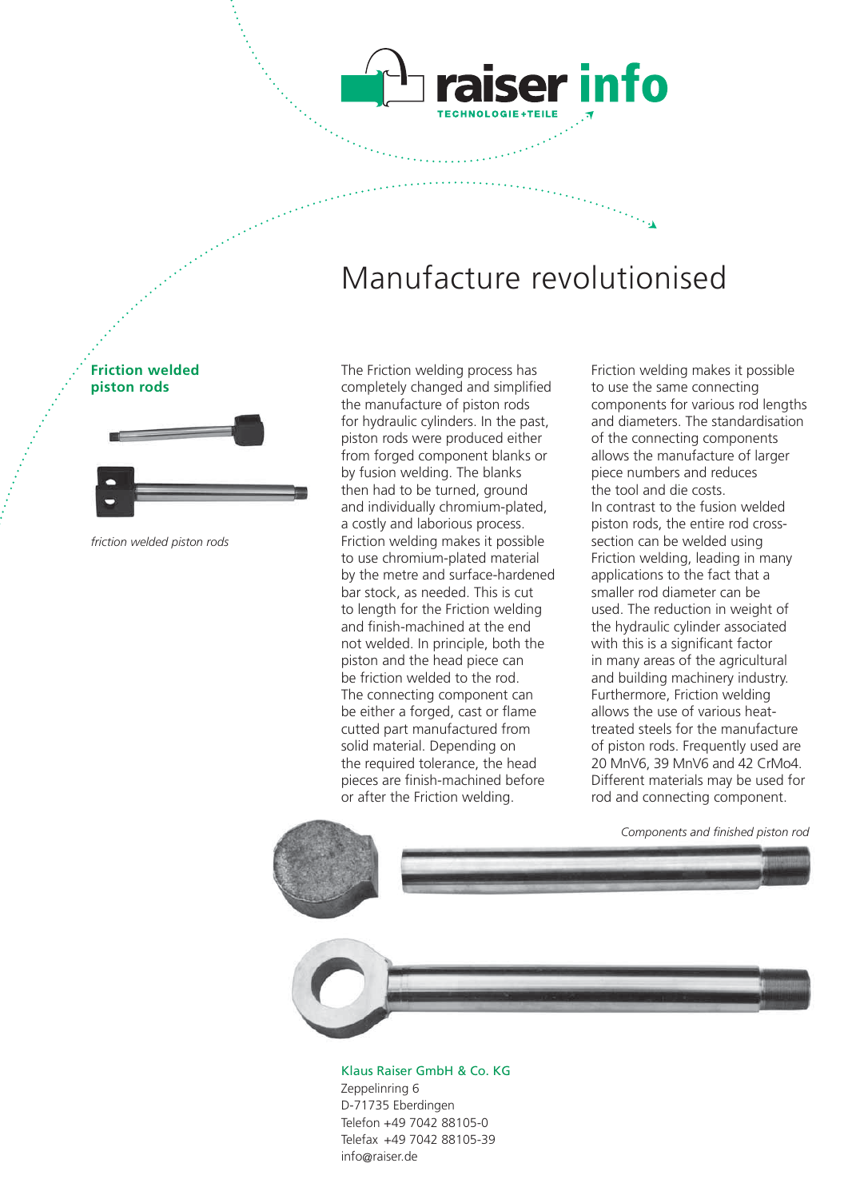raiser info

TECHNOLOGIE+TEILE

# Manufacture revolutionised

## Friction welded piston rods

*friction welded piston rods*

The Friction welding process has completely changed and simplified the manufacture of piston rods for hydraulic cylinders. In the past, piston rods were produced either from forged component blanks or by fusion welding. The blanks then had to be turned, ground and individually chromium-plated, a costly and laborious process. Friction welding makes it possible to use chromium-plated material by the metre and surface-hardened bar stock, as needed. This is cut to length for the Friction welding and finish-machined at the end not welded. In principle, both the piston and the head piece can be friction welded to the rod. The connecting component can be either a forged, cast or flame cutted part manufactured from solid material. Depending on the required tolerance, the head pieces are finish-machined before or after the Friction welding.

Friction welding makes it possible to use the same connecting components for various rod lengths and diameters. The standardisation of the connecting components allows the manufacture of larger piece numbers and reduces the tool and die costs.
In contrast to the fusion welded piston rods, the entire rod cross-section can be welded using Friction welding, leading in many applications to the fact that a smaller rod diameter can be used. The reduction in weight of the hydraulic cylinder associated with this is a significant factor in many areas of the agricultural and building machinery industry. Furthermore, Friction welding allows the use of various heat-treated steels for the manufacture of piston rods. Frequently used are 20 MnV6, 39 MnV6 and 42 CrMo4. Different materials may be used for rod and connecting component.

*Components and finished piston rod*

Klaus Raiser GmbH & Co. KG
Zeppelinring 6
D-71735 Eberdingen
Telefon +49 7042 88105-0
Telefax +49 7042 88105-39
info@raiser.de